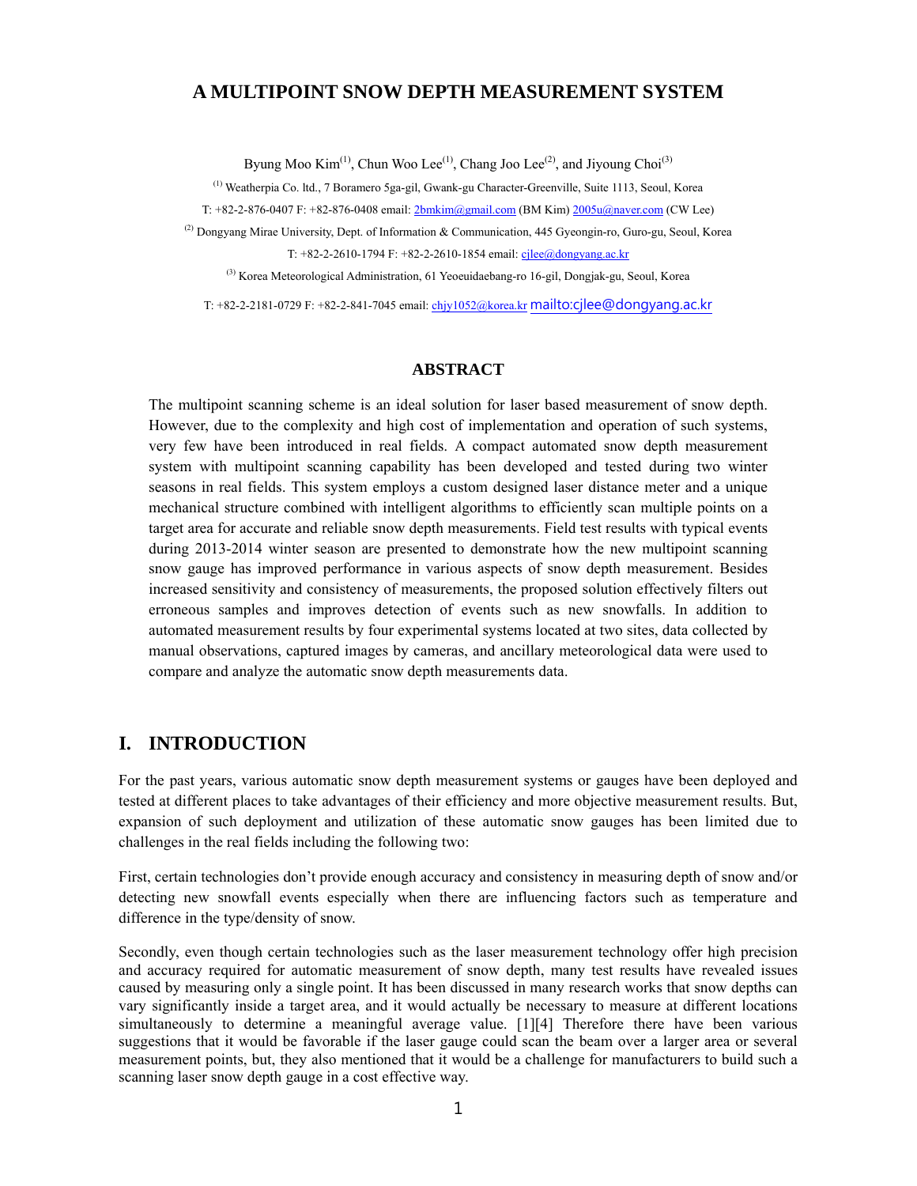# A MULTIPOINT SNOW DEPTH MEASUREMENT SYSTEM

Byung Moo Kim[(1)], Chun Woo Lee[(1)], Chang Joo Lee[(2)], and Jiyoung Choi[(3)]

[(1)] Weatherpia Co. ltd., 7 Boramero 5ga-gil, Gwank-gu Character-Greenville, Suite 1113, Seoul, Korea

T: +82-2-876-0407 F: +82-876-0408 email: 2bmkim@gmail.com (BM Kim) 2005u@naver.com (CW Lee)

[(2)] Dongyang Mirae University, Dept. of Information & Communication, 445 Gyeongin-ro, Guro-gu, Seoul, Korea

T: +82-2-2610-1794 F: +82-2-2610-1854 email: cjlee@dongyang.ac.kr

[(3)] Korea Meteorological Administration, 61 Yeoeuidaebang-ro 16-gil, Dongjak-gu, Seoul, Korea

T: +82-2-2181-0729 F: +82-2-841-7045 email: chjy1052@korea.kr mailto:cjlee@dongyang.ac.kr

## ABSTRACT

The multipoint scanning scheme is an ideal solution for laser based measurement of snow depth. However, due to the complexity and high cost of implementation and operation of such systems, very few have been introduced in real fields. A compact automated snow depth measurement system with multipoint scanning capability has been developed and tested during two winter seasons in real fields. This system employs a custom designed laser distance meter and a unique mechanical structure combined with intelligent algorithms to efficiently scan multiple points on a target area for accurate and reliable snow depth measurements. Field test results with typical events during 2013-2014 winter season are presented to demonstrate how the new multipoint scanning snow gauge has improved performance in various aspects of snow depth measurement. Besides increased sensitivity and consistency of measurements, the proposed solution effectively filters out erroneous samples and improves detection of events such as new snowfalls. In addition to automated measurement results by four experimental systems located at two sites, data collected by manual observations, captured images by cameras, and ancillary meteorological data were used to compare and analyze the automatic snow depth measurements data.

## I. INTRODUCTION

For the past years, various automatic snow depth measurement systems or gauges have been deployed and tested at different places to take advantages of their efficiency and more objective measurement results. But, expansion of such deployment and utilization of these automatic snow gauges has been limited due to challenges in the real fields including the following two:

First, certain technologies don't provide enough accuracy and consistency in measuring depth of snow and/or detecting new snowfall events especially when there are influencing factors such as temperature and difference in the type/density of snow.

Secondly, even though certain technologies such as the laser measurement technology offer high precision and accuracy required for automatic measurement of snow depth, many test results have revealed issues caused by measuring only a single point. It has been discussed in many research works that snow depths can vary significantly inside a target area, and it would actually be necessary to measure at different locations simultaneously to determine a meaningful average value. [1][4] Therefore there have been various suggestions that it would be favorable if the laser gauge could scan the beam over a larger area or several measurement points, but, they also mentioned that it would be a challenge for manufacturers to build such a scanning laser snow depth gauge in a cost effective way.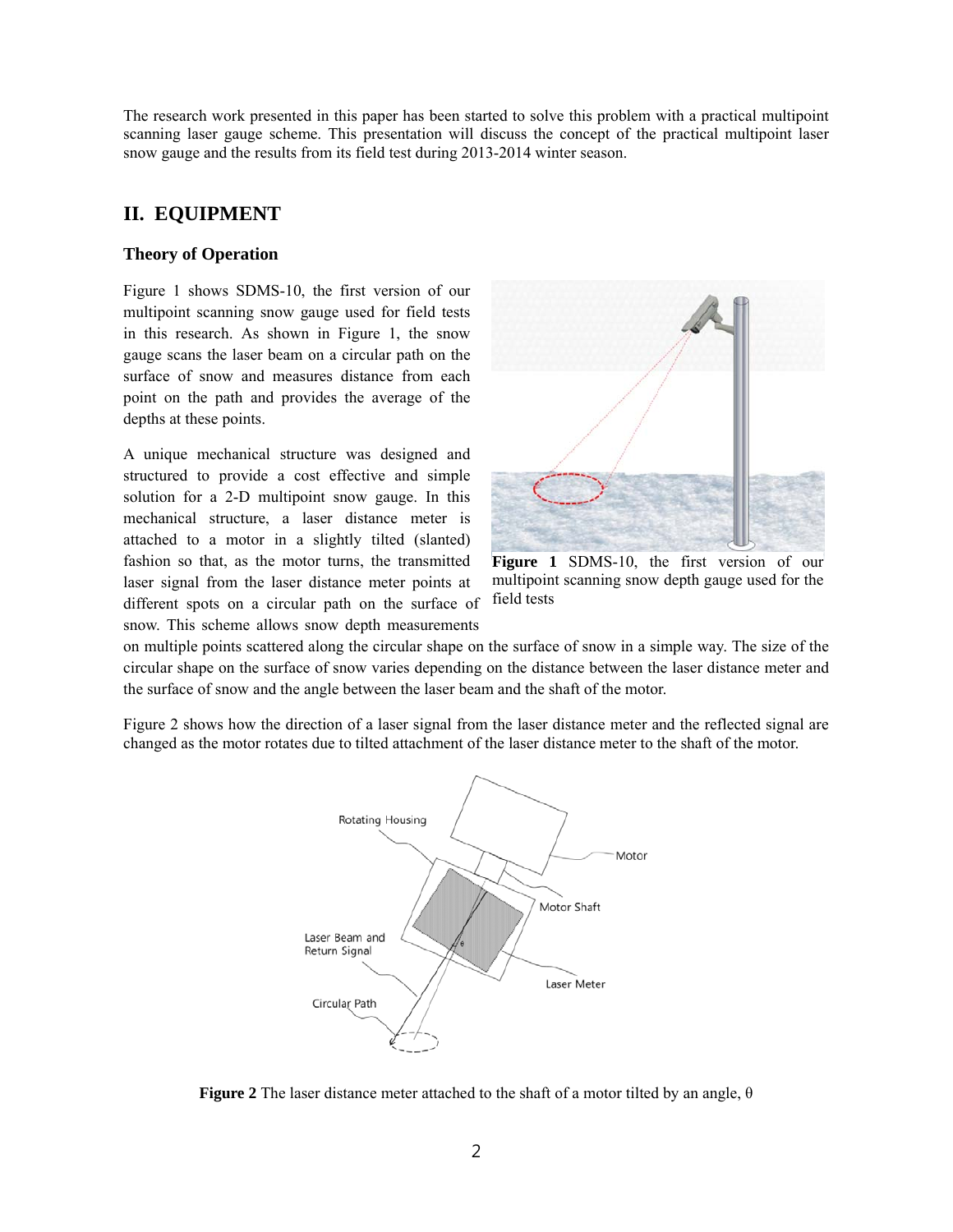The research work presented in this paper has been started to solve this problem with a practical multipoint scanning laser gauge scheme. This presentation will discuss the concept of the practical multipoint laser snow gauge and the results from its field test during 2013-2014 winter season.

## II. EQUIPMENT

### Theory of Operation

Figure 1 shows SDMS-10, the first version of our multipoint scanning snow gauge used for field tests in this research. As shown in Figure 1, the snow gauge scans the laser beam on a circular path on the surface of snow and measures distance from each point on the path and provides the average of the depths at these points.

**Figure 1** SDMS-10, the first version of our multipoint scanning snow depth gauge used for the field tests

A unique mechanical structure was designed and structured to provide a cost effective and simple solution for a 2-D multipoint snow gauge. In this mechanical structure, a laser distance meter is attached to a motor in a slightly tilted (slanted) fashion so that, as the motor turns, the transmitted laser signal from the laser distance meter points at different spots on a circular path on the surface of snow. This scheme allows snow depth measurements on multiple points scattered along the circular shape on the surface of snow in a simple way. The size of the circular shape on the surface of snow varies depending on the distance between the laser distance meter and the surface of snow and the angle between the laser beam and the shaft of the motor.

Figure 2 shows how the direction of a laser signal from the laser distance meter and the reflected signal are changed as the motor rotates due to tilted attachment of the laser distance meter to the shaft of the motor.

**Figure 2** The laser distance meter attached to the shaft of a motor tilted by an angle, θ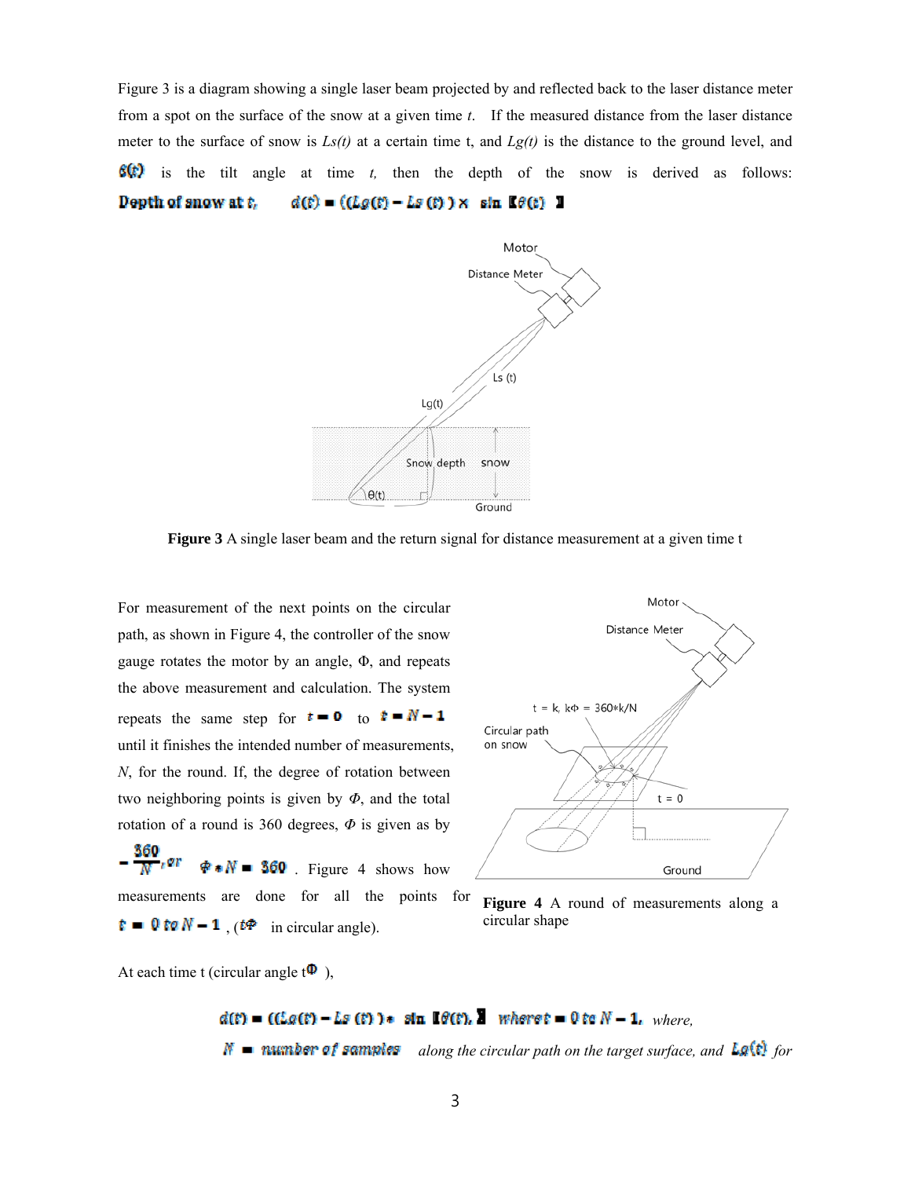Figure 3 is a diagram showing a single laser beam projected by and reflected back to the laser distance meter from a spot on the surface of the snow at a given time *t*. If the measured distance from the laser distance meter to the surface of snow is *Ls(t)* at a certain time t, and *Lg(t)* is the distance to the ground level, and $\theta(t)$ is the tilt angle at time *t*, then the depth of the snow is derived as follows:

**Depth of snow at t,** $d(t) = ((Lg(t) - Ls(t)) \times \sin[\theta(t)]$

**Figure 3** A single laser beam and the return signal for distance measurement at a given time t

For measurement of the next points on the circular path, as shown in Figure 4, the controller of the snow gauge rotates the motor by an angle, Φ, and repeats the above measurement and calculation. The system repeats the same step for $t = 0$ to $t = N - 1$ until it finishes the intended number of measurements, *N*, for the round. If, the degree of rotation between two neighboring points is given by *Φ*, and the total rotation of a round is 360 degrees, *Φ* is given as by $= \frac{360}{N}$, or $\Phi * N = 360$. Figure 4 shows how measurements are done for all the points for $t = 0$ to $N - 1$, ($t\Phi$ in circular angle).

**Figure 4** A round of measurements along a circular shape

At each time t (circular angle $t\Phi$),

$$d(t) = ((Lg(t) - Ls(t)) * \sin[\theta(t), ] \quad where\ t = 0\ to\ N - 1,$$ *where,*

$N$ = number of samples *along the circular path on the target surface, and* $Lg(t)$ *for*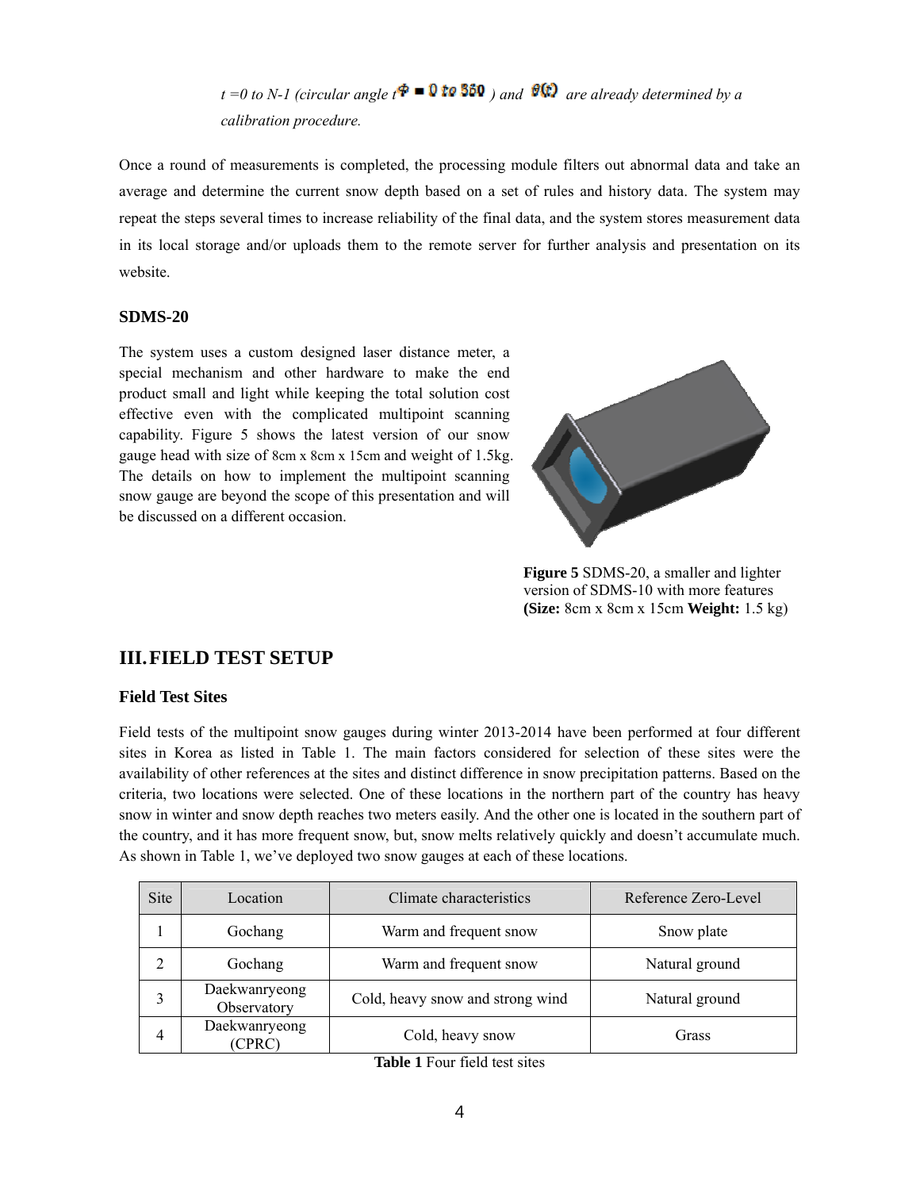*t =0 to N-1 (circular angle t* $\Phi = 0$ *to* $360$ *) and* $\theta(t)$ *are already determined by a calibration procedure.*

Once a round of measurements is completed, the processing module filters out abnormal data and take an average and determine the current snow depth based on a set of rules and history data. The system may repeat the steps several times to increase reliability of the final data, and the system stores measurement data in its local storage and/or uploads them to the remote server for further analysis and presentation on its website.

### SDMS-20

The system uses a custom designed laser distance meter, a special mechanism and other hardware to make the end product small and light while keeping the total solution cost effective even with the complicated multipoint scanning capability. Figure 5 shows the latest version of our snow gauge head with size of 8cm x 8cm x 15cm and weight of 1.5kg. The details on how to implement the multipoint scanning snow gauge are beyond the scope of this presentation and will be discussed on a different occasion.

**Figure 5** SDMS-20, a smaller and lighter version of SDMS-10 with more features **(Size:** 8cm x 8cm x 15cm **Weight:** 1.5 kg)

## III. FIELD TEST SETUP

### Field Test Sites

Field tests of the multipoint snow gauges during winter 2013-2014 have been performed at four different sites in Korea as listed in Table 1. The main factors considered for selection of these sites were the availability of other references at the sites and distinct difference in snow precipitation patterns. Based on the criteria, two locations were selected. One of these locations in the northern part of the country has heavy snow in winter and snow depth reaches two meters easily. And the other one is located in the southern part of the country, and it has more frequent snow, but, snow melts relatively quickly and doesn't accumulate much. As shown in Table 1, we've deployed two snow gauges at each of these locations.

| Site | Location | Climate characteristics | Reference Zero-Level |
|---|---|---|---|
| 1 | Gochang | Warm and frequent snow | Snow plate |
| 2 | Gochang | Warm and frequent snow | Natural ground |
| 3 | Daekwanryeong Observatory | Cold, heavy snow and strong wind | Natural ground |
| 4 | Daekwanryeong (CPRC) | Cold, heavy snow | Grass |

**Table 1** Four field test sites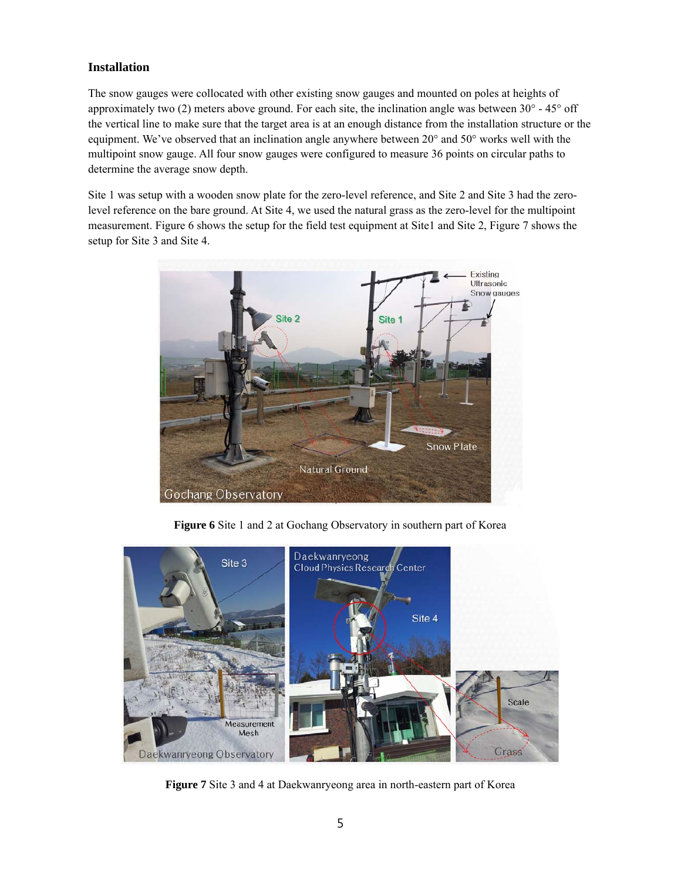### Installation

The snow gauges were collocated with other existing snow gauges and mounted on poles at heights of approximately two (2) meters above ground. For each site, the inclination angle was between 30° - 45° off the vertical line to make sure that the target area is at an enough distance from the installation structure or the equipment. We've observed that an inclination angle anywhere between 20° and 50° works well with the multipoint snow gauge. All four snow gauges were configured to measure 36 points on circular paths to determine the average snow depth.

Site 1 was setup with a wooden snow plate for the zero-level reference, and Site 2 and Site 3 had the zero-level reference on the bare ground. At Site 4, we used the natural grass as the zero-level for the multipoint measurement. Figure 6 shows the setup for the field test equipment at Site1 and Site 2, Figure 7 shows the setup for Site 3 and Site 4.

**Figure 6** Site 1 and 2 at Gochang Observatory in southern part of Korea

**Figure 7** Site 3 and 4 at Daekwanryeong area in north-eastern part of Korea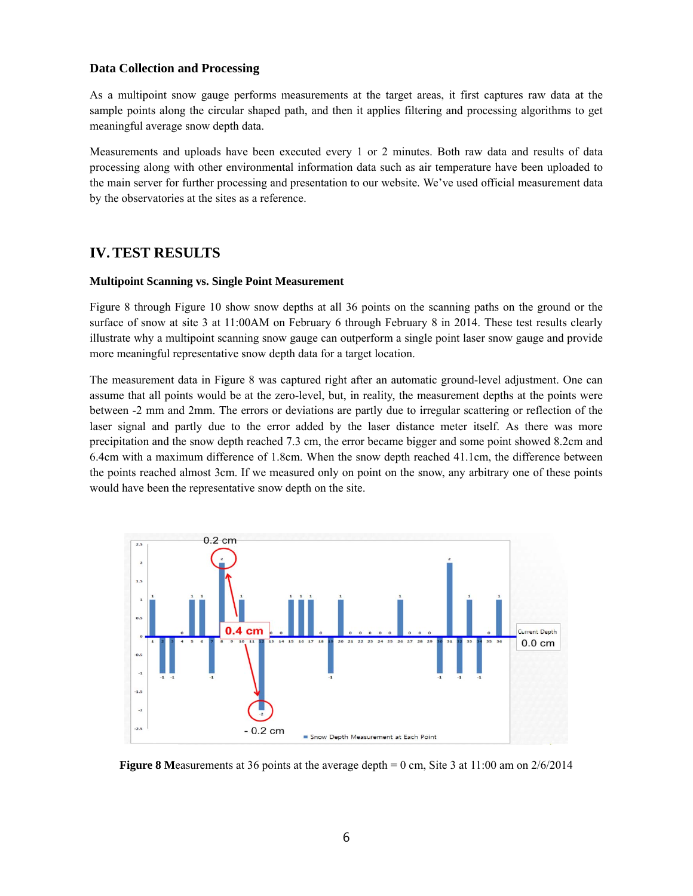### Data Collection and Processing

As a multipoint snow gauge performs measurements at the target areas, it first captures raw data at the sample points along the circular shaped path, and then it applies filtering and processing algorithms to get meaningful average snow depth data.

Measurements and uploads have been executed every 1 or 2 minutes. Both raw data and results of data processing along with other environmental information data such as air temperature have been uploaded to the main server for further processing and presentation to our website. We've used official measurement data by the observatories at the sites as a reference.

## IV. TEST RESULTS

### Multipoint Scanning vs. Single Point Measurement

Figure 8 through Figure 10 show snow depths at all 36 points on the scanning paths on the ground or the surface of snow at site 3 at 11:00AM on February 6 through February 8 in 2014. These test results clearly illustrate why a multipoint scanning snow gauge can outperform a single point laser snow gauge and provide more meaningful representative snow depth data for a target location.

The measurement data in Figure 8 was captured right after an automatic ground-level adjustment. One can assume that all points would be at the zero-level, but, in reality, the measurement depths at the points were between -2 mm and 2mm. The errors or deviations are partly due to irregular scattering or reflection of the laser signal and partly due to the error added by the laser distance meter itself. As there was more precipitation and the snow depth reached 7.3 cm, the error became bigger and some point showed 8.2cm and 6.4cm with a maximum difference of 1.8cm. When the snow depth reached 41.1cm, the difference between the points reached almost 3cm. If we measured only on point on the snow, any arbitrary one of these points would have been the representative snow depth on the site.

**Figure 8 M**easurements at 36 points at the average depth = 0 cm, Site 3 at 11:00 am on 2/6/2014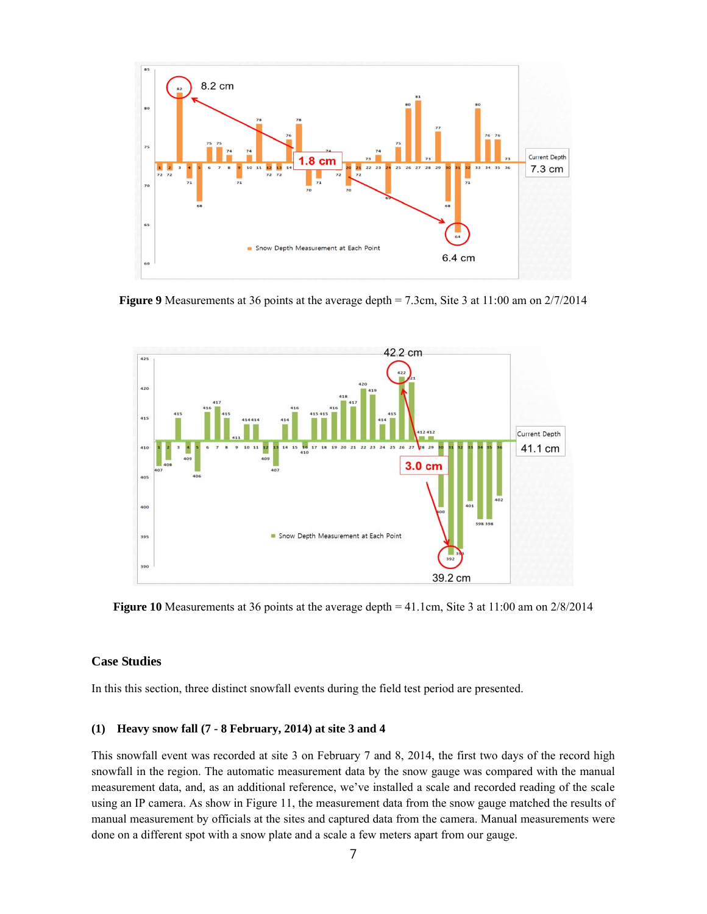**Figure 9** Measurements at 36 points at the average depth = 7.3cm, Site 3 at 11:00 am on 2/7/2014

**Figure 10** Measurements at 36 points at the average depth = 41.1cm, Site 3 at 11:00 am on 2/8/2014

## Case Studies

In this this section, three distinct snowfall events during the field test period are presented.

### (1) Heavy snow fall (7 - 8 February, 2014) at site 3 and 4

This snowfall event was recorded at site 3 on February 7 and 8, 2014, the first two days of the record high snowfall in the region. The automatic measurement data by the snow gauge was compared with the manual measurement data, and, as an additional reference, we've installed a scale and recorded reading of the scale using an IP camera. As show in Figure 11, the measurement data from the snow gauge matched the results of manual measurement by officials at the sites and captured data from the camera. Manual measurements were done on a different spot with a snow plate and a scale a few meters apart from our gauge.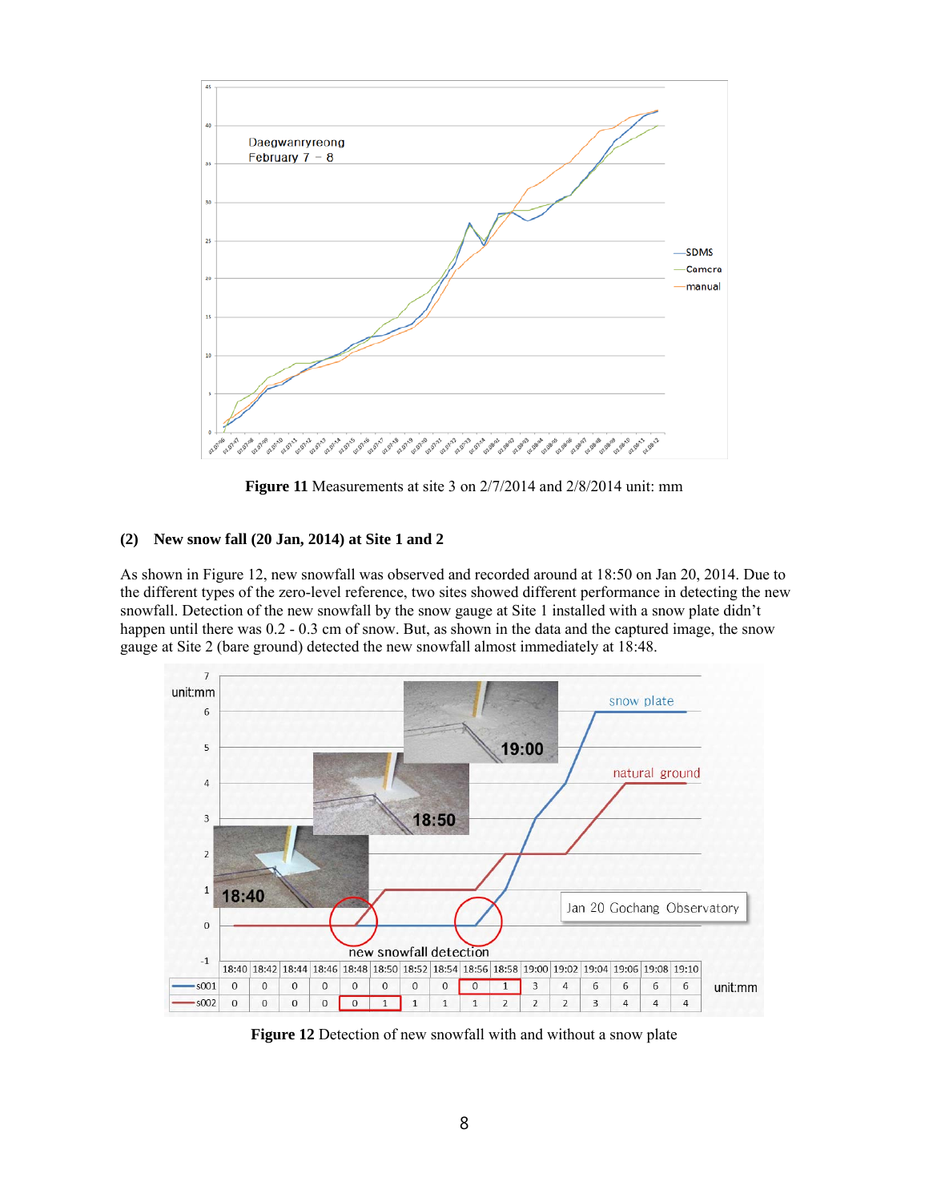**Figure 11** Measurements at site 3 on 2/7/2014 and 2/8/2014 unit: mm

### (2) New snow fall (20 Jan, 2014) at Site 1 and 2

As shown in Figure 12, new snowfall was observed and recorded around at 18:50 on Jan 20, 2014. Due to the different types of the zero-level reference, two sites showed different performance in detecting the new snowfall. Detection of the new snowfall by the snow gauge at Site 1 installed with a snow plate didn't happen until there was 0.2 - 0.3 cm of snow. But, as shown in the data and the captured image, the snow gauge at Site 2 (bare ground) detected the new snowfall almost immediately at 18:48.

| | 18:40 | 18:42 | 18:44 | 18:46 | 18:48 | 18:50 | 18:52 | 18:54 | 18:56 | 18:58 | 19:00 | 19:02 | 19:04 | 19:06 | 19:08 | 19:10 |
|---|---|---|---|---|---|---|---|---|---|---|---|---|---|---|---|---|
| s001 | 0 | 0 | 0 | 0 | 0 | 0 | 0 | 0 | 0 | 1 | 3 | 4 | 6 | 6 | 6 | 6 |
| s002 | 0 | 0 | 0 | 0 | 0 | 1 | 1 | 1 | 1 | 2 | 2 | 2 | 3 | 4 | 4 | 4 |

unit:mm

**Figure 12** Detection of new snowfall with and without a snow plate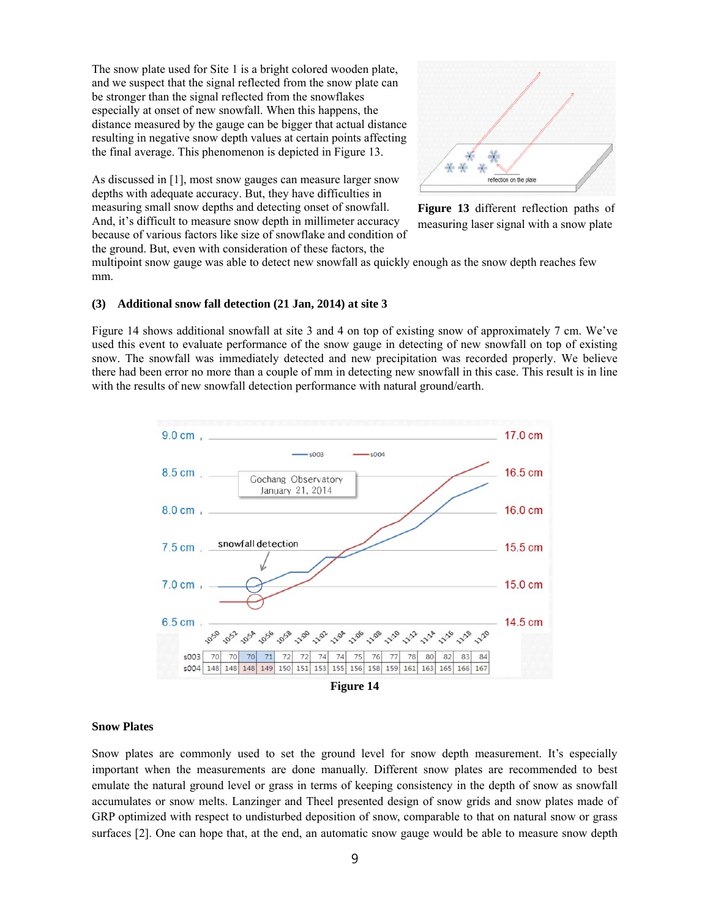The snow plate used for Site 1 is a bright colored wooden plate, and we suspect that the signal reflected from the snow plate can be stronger than the signal reflected from the snowflakes especially at onset of new snowfall. When this happens, the distance measured by the gauge can be bigger that actual distance resulting in negative snow depth values at certain points affecting the final average. This phenomenon is depicted in Figure 13.

**Figure 13** different reflection paths of measuring laser signal with a snow plate

As discussed in [1], most snow gauges can measure larger snow depths with adequate accuracy. But, they have difficulties in measuring small snow depths and detecting onset of snowfall. And, it's difficult to measure snow depth in millimeter accuracy because of various factors like size of snowflake and condition of the ground. But, even with consideration of these factors, the multipoint snow gauge was able to detect new snowfall as quickly enough as the snow depth reaches few mm.

**(3) Additional snow fall detection (21 Jan, 2014) at site 3**

Figure 14 shows additional snowfall at site 3 and 4 on top of existing snow of approximately 7 cm. We've used this event to evaluate performance of the snow gauge in detecting of new snowfall on top of existing snow. The snowfall was immediately detected and new precipitation was recorded properly. We believe there had been error no more than a couple of mm in detecting new snowfall in this case. This result is in line with the results of new snowfall detection performance with natural ground/earth.

| | 10:50 | 10:52 | 10:54 | 10:56 | 10:58 | 11:00 | 11:02 | 11:04 | 11:06 | 11:08 | 11:10 | 11:12 | 11:14 | 11:16 | 11:18 | 11:20 |
|---|---|---|---|---|---|---|---|---|---|---|---|---|---|---|---|---|
| s003 | 70 | 70 | 70 | 71 | 72 | 72 | 74 | 74 | 75 | 76 | 77 | 78 | 80 | 82 | 83 | 84 |
| s004 | 148 | 148 | 148 | 149 | 150 | 151 | 153 | 155 | 156 | 158 | 159 | 161 | 163 | 165 | 166 | 167 |

**Figure 14**

**Snow Plates**

Snow plates are commonly used to set the ground level for snow depth measurement. It's especially important when the measurements are done manually. Different snow plates are recommended to best emulate the natural ground level or grass in terms of keeping consistency in the depth of snow as snowfall accumulates or snow melts. Lanzinger and Theel presented design of snow grids and snow plates made of GRP optimized with respect to undisturbed deposition of snow, comparable to that on natural snow or grass surfaces [2]. One can hope that, at the end, an automatic snow gauge would be able to measure snow depth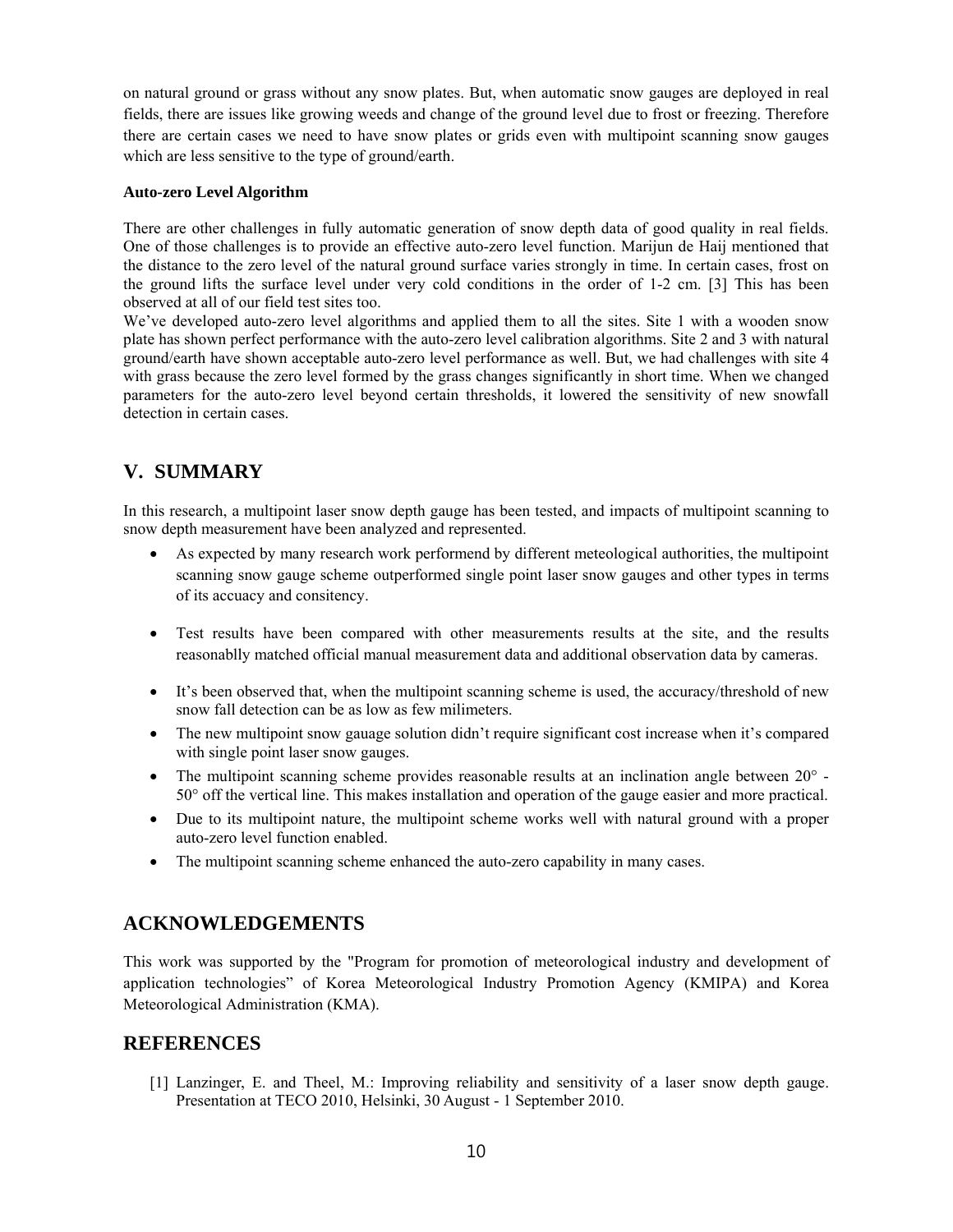on natural ground or grass without any snow plates. But, when automatic snow gauges are deployed in real fields, there are issues like growing weeds and change of the ground level due to frost or freezing. Therefore there are certain cases we need to have snow plates or grids even with multipoint scanning snow gauges which are less sensitive to the type of ground/earth.

#### Auto-zero Level Algorithm

There are other challenges in fully automatic generation of snow depth data of good quality in real fields. One of those challenges is to provide an effective auto-zero level function. Marijun de Haij mentioned that the distance to the zero level of the natural ground surface varies strongly in time. In certain cases, frost on the ground lifts the surface level under very cold conditions in the order of 1-2 cm. [3] This has been observed at all of our field test sites too.

We've developed auto-zero level algorithms and applied them to all the sites. Site 1 with a wooden snow plate has shown perfect performance with the auto-zero level calibration algorithms. Site 2 and 3 with natural ground/earth have shown acceptable auto-zero level performance as well. But, we had challenges with site 4 with grass because the zero level formed by the grass changes significantly in short time. When we changed parameters for the auto-zero level beyond certain thresholds, it lowered the sensitivity of new snowfall detection in certain cases.

## V. SUMMARY

In this research, a multipoint laser snow depth gauge has been tested, and impacts of multipoint scanning to snow depth measurement have been analyzed and represented.

- As expected by many research work performend by different meteological authorities, the multipoint scanning snow gauge scheme outperformed single point laser snow gauges and other types in terms of its accuacy and consitency.
- Test results have been compared with other measurements results at the site, and the results reasonablly matched official manual measurement data and additional observation data by cameras.
- It's been observed that, when the multipoint scanning scheme is used, the accuracy/threshold of new snow fall detection can be as low as few milimeters.
- The new multipoint snow gauage solution didn't require significant cost increase when it's compared with single point laser snow gauges.
- The multipoint scanning scheme provides reasonable results at an inclination angle between 20° - 50° off the vertical line. This makes installation and operation of the gauge easier and more practical.
- Due to its multipoint nature, the multipoint scheme works well with natural ground with a proper auto-zero level function enabled.
- The multipoint scanning scheme enhanced the auto-zero capability in many cases.

## ACKNOWLEDGEMENTS

This work was supported by the "Program for promotion of meteorological industry and development of application technologies" of Korea Meteorological Industry Promotion Agency (KMIPA) and Korea Meteorological Administration (KMA).

## REFERENCES

[1] Lanzinger, E. and Theel, M.: Improving reliability and sensitivity of a laser snow depth gauge. Presentation at TECO 2010, Helsinki, 30 August - 1 September 2010.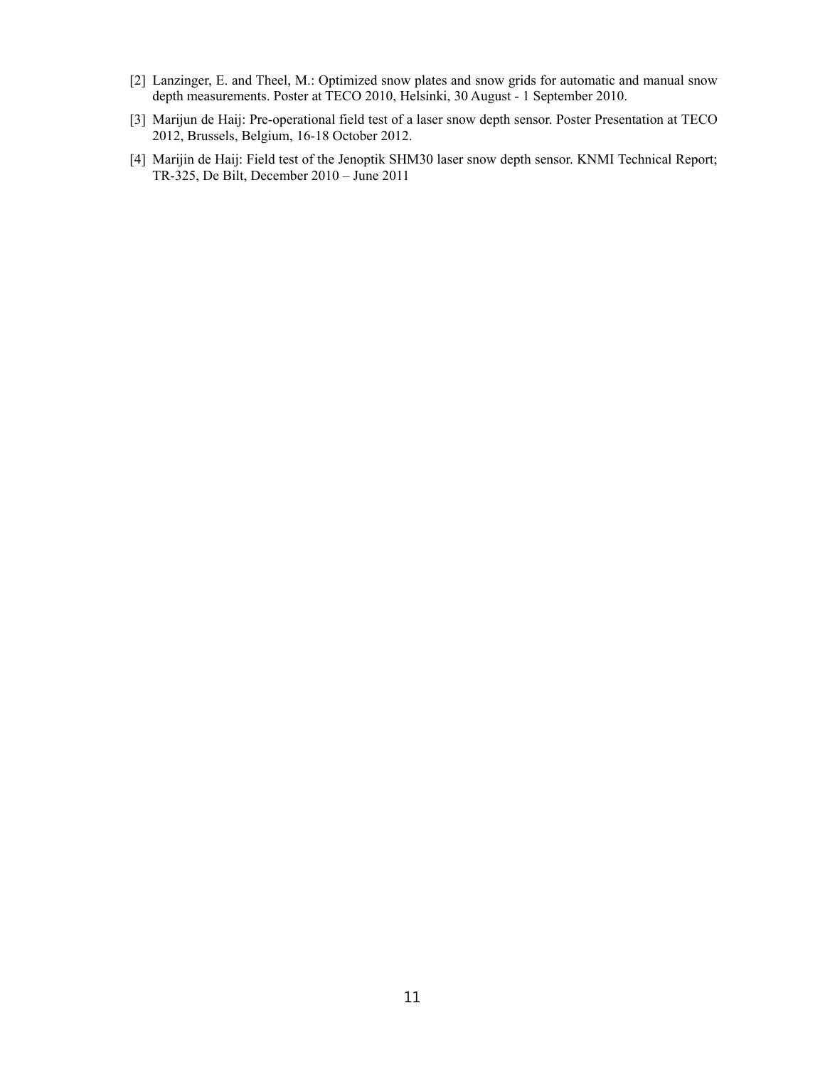[2] Lanzinger, E. and Theel, M.: Optimized snow plates and snow grids for automatic and manual snow depth measurements. Poster at TECO 2010, Helsinki, 30 August - 1 September 2010.

[3] Marijun de Haij: Pre-operational field test of a laser snow depth sensor. Poster Presentation at TECO 2012, Brussels, Belgium, 16-18 October 2012.

[4] Marijin de Haij: Field test of the Jenoptik SHM30 laser snow depth sensor. KNMI Technical Report; TR-325, De Bilt, December 2010 – June 2011